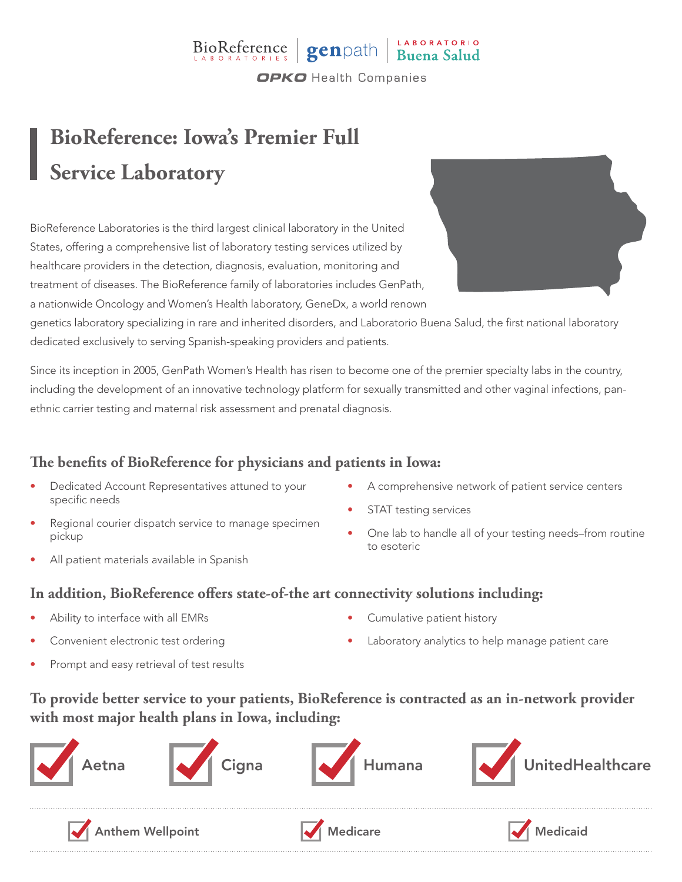BioReference LABORATORIES | genpath | LABORATORIO Buena Salud

OPKO Health Companies

# BioReference: Iowa's Premier Full Service Laboratory

BioReference Laboratories is the third largest clinical laboratory in the United States, offering a comprehensive list of laboratory testing services utilized by healthcare providers in the detection, diagnosis, evaluation, monitoring and treatment of diseases. The BioReference family of laboratories includes GenPath, a nationwide Oncology and Women's Health laboratory, GeneDx, a world renown genetics laboratory specializing in rare and inherited disorders, and Laboratorio Buena Salud, the first national laboratory dedicated exclusively to serving Spanish-speaking providers and patients.

Since its inception in 2005, GenPath Women's Health has risen to become one of the premier specialty labs in the country, including the development of an innovative technology platform for sexually transmitted and other vaginal infections, pan-ethnic carrier testing and maternal risk assessment and prenatal diagnosis.

## The benefits of BioReference for physicians and patients in Iowa:

- Dedicated Account Representatives attuned to your specific needs
- Regional courier dispatch service to manage specimen pickup
- All patient materials available in Spanish
- A comprehensive network of patient service centers
- STAT testing services
- One lab to handle all of your testing needs–from routine to esoteric

## In addition, BioReference offers state-of-the art connectivity solutions including:

- Ability to interface with all EMRs
- Convenient electronic test ordering
- Prompt and easy retrieval of test results
- Cumulative patient history
- Laboratory analytics to help manage patient care

## To provide better service to your patients, BioReference is contracted as an in-network provider with most major health plans in Iowa, including:

- ☑ Aetna
- ☑ Cigna
- ☑ Humana
- ☑ UnitedHealthcare
- ☑ Anthem Wellpoint
- ☑ Medicare
- ☑ Medicaid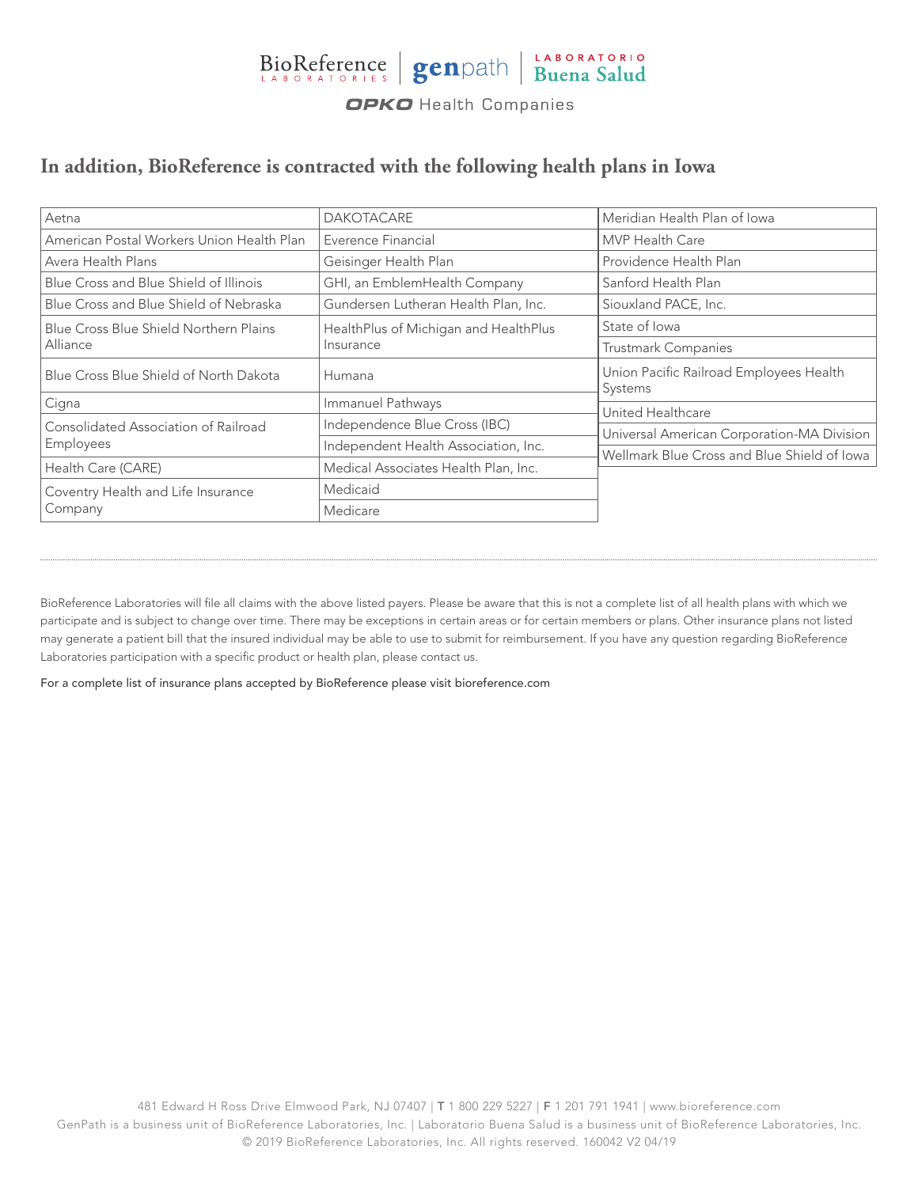BioReference LABORATORIES | genpath | LABORATORIO Buena Salud

OPKO Health Companies

## In addition, BioReference is contracted with the following health plans in Iowa

| | | |
|---|---|---|
| Aetna | DAKOTACARE | Meridian Health Plan of Iowa |
| American Postal Workers Union Health Plan | Everence Financial | MVP Health Care |
| Avera Health Plans | Geisinger Health Plan | Providence Health Plan |
| Blue Cross and Blue Shield of Illinois | GHI, an EmblemHealth Company | Sanford Health Plan |
| Blue Cross and Blue Shield of Nebraska | Gundersen Lutheran Health Plan, Inc. | Siouxland PACE, Inc. |
| Blue Cross Blue Shield Northern Plains Alliance | HealthPlus of Michigan and HealthPlus Insurance | State of Iowa |
| | | Trustmark Companies |
| Blue Cross Blue Shield of North Dakota | Humana | Union Pacific Railroad Employees Health Systems |
| Cigna | Immanuel Pathways | United Healthcare |
| Consolidated Association of Railroad Employees | Independence Blue Cross (IBC) | Universal American Corporation-MA Division |
| | Independent Health Association, Inc. | Wellmark Blue Cross and Blue Shield of Iowa |
| Health Care (CARE) | Medical Associates Health Plan, Inc. | |
| Coventry Health and Life Insurance Company | Medicaid | |
| | Medicare | |

BioReference Laboratories will file all claims with the above listed payers. Please be aware that this is not a complete list of all health plans with which we participate and is subject to change over time. There may be exceptions in certain areas or for certain members or plans. Other insurance plans not listed may generate a patient bill that the insured individual may be able to use to submit for reimbursement. If you have any question regarding BioReference Laboratories participation with a specific product or health plan, please contact us.

For a complete list of insurance plans accepted by BioReference please visit bioreference.com

481 Edward H Ross Drive Elmwood Park, NJ 07407 | **T** 1 800 229 5227 | **F** 1 201 791 1941 | www.bioreference.com

GenPath is a business unit of BioReference Laboratories, Inc. | Laboratorio Buena Salud is a business unit of BioReference Laboratories, Inc.

© 2019 BioReference Laboratories, Inc. All rights reserved. 160042 V2 04/19